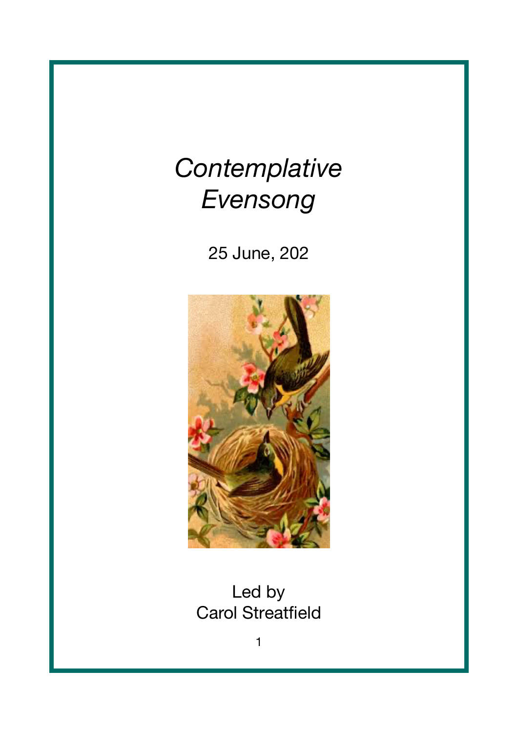# *Contemplative Evensong*

25 June, 202

Led by
Carol Streatfield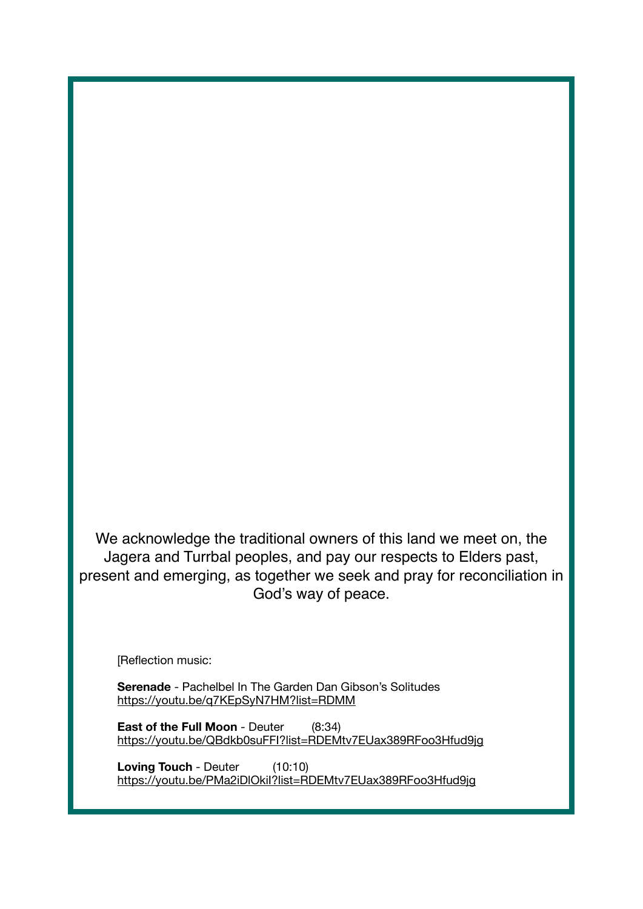We acknowledge the traditional owners of this land we meet on, the Jagera and Turrbal peoples, and pay our respects to Elders past, present and emerging, as together we seek and pray for reconciliation in God's way of peace.

[Reflection music:

**Serenade** - Pachelbel In The Garden Dan Gibson's Solitudes
https://youtu.be/q7KEpSyN7HM?list=RDMM

**East of the Full Moon** - Deuter (8:34)
https://youtu.be/QBdkb0suFFI?list=RDEMtv7EUax389RFoo3Hfud9jg

**Loving Touch** - Deuter (10:10)
https://youtu.be/PMa2iDlOkiI?list=RDEMtv7EUax389RFoo3Hfud9jg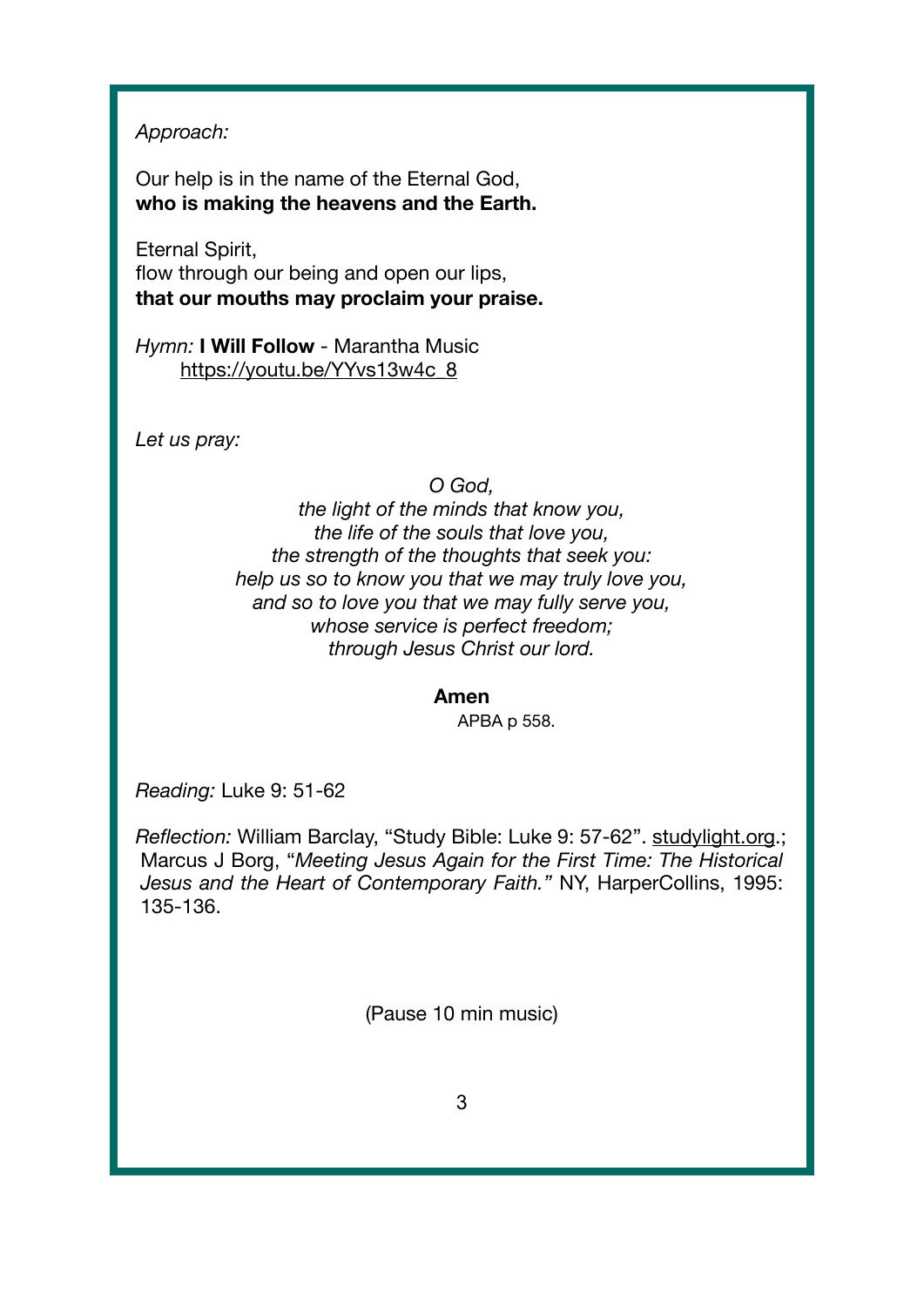*Approach:*

Our help is in the name of the Eternal God,
**who is making the heavens and the Earth.**

Eternal Spirit,
flow through our being and open our lips,
**that our mouths may proclaim your praise.**

*Hymn:* **I Will Follow** - Marantha Music
https://youtu.be/YYvs13w4c_8

*Let us pray:*

*O God,*
*the light of the minds that know you,*
*the life of the souls that love you,*
*the strength of the thoughts that seek you:*
*help us so to know you that we may truly love you,*
*and so to love you that we may fully serve you,*
*whose service is perfect freedom;*
*through Jesus Christ our lord.*

**Amen**
APBA p 558.

*Reading:* Luke 9: 51-62

*Reflection:* William Barclay, "Study Bible: Luke 9: 57-62". studylight.org.; Marcus J Borg, "*Meeting Jesus Again for the First Time: The Historical Jesus and the Heart of Contemporary Faith."* NY, HarperCollins, 1995: 135-136.

(Pause 10 min music)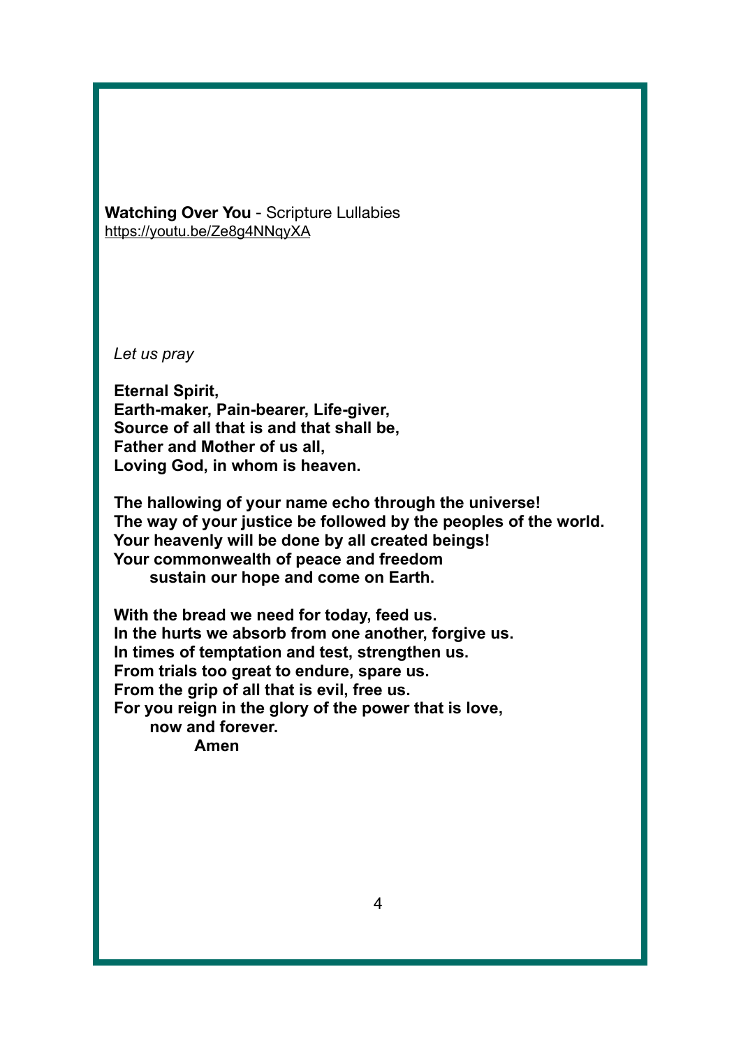**Watching Over You** - Scripture Lullabies
https://youtu.be/Ze8g4NNqyXA

*Let us pray*

**Eternal Spirit,**
**Earth-maker, Pain-bearer, Life-giver,**
**Source of all that is and that shall be,**
**Father and Mother of us all,**
**Loving God, in whom is heaven.**

**The hallowing of your name echo through the universe!**
**The way of your justice be followed by the peoples of the world.**
**Your heavenly will be done by all created beings!**
**Your commonwealth of peace and freedom**
**sustain our hope and come on Earth.**

**With the bread we need for today, feed us.**
**In the hurts we absorb from one another, forgive us.**
**In times of temptation and test, strengthen us.**
**From trials too great to endure, spare us.**
**From the grip of all that is evil, free us.**
**For you reign in the glory of the power that is love,**
**now and forever.**
**Amen**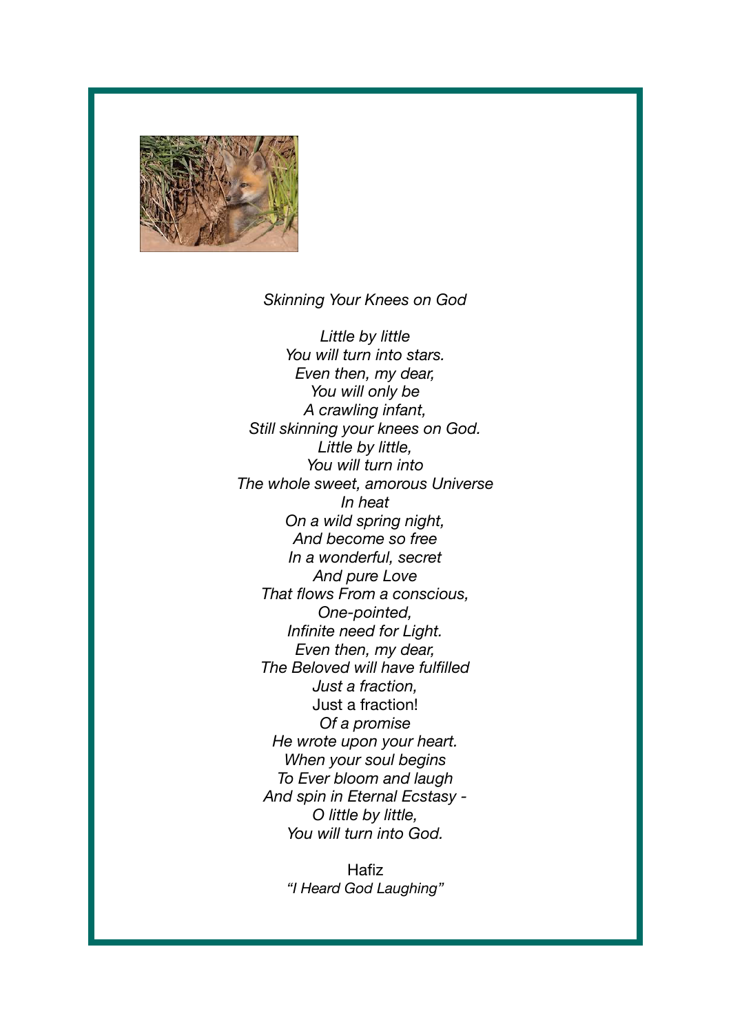*Skinning Your Knees on God*

*Little by little*
*You will turn into stars.*
*Even then, my dear,*
*You will only be*
*A crawling infant,*
*Still skinning your knees on God.*
*Little by little,*
*You will turn into*
*The whole sweet, amorous Universe*
*In heat*
*On a wild spring night,*
*And become so free*
*In a wonderful, secret*
*And pure Love*
*That flows From a conscious,*
*One-pointed,*
*Infinite need for Light.*
*Even then, my dear,*
*The Beloved will have fulfilled*
*Just a fraction,*
Just a fraction!
*Of a promise*
*He wrote upon your heart.*
*When your soul begins*
*To Ever bloom and laugh*
*And spin in Eternal Ecstasy -*
*O little by little,*
*You will turn into God.*

Hafiz
*"I Heard God Laughing"*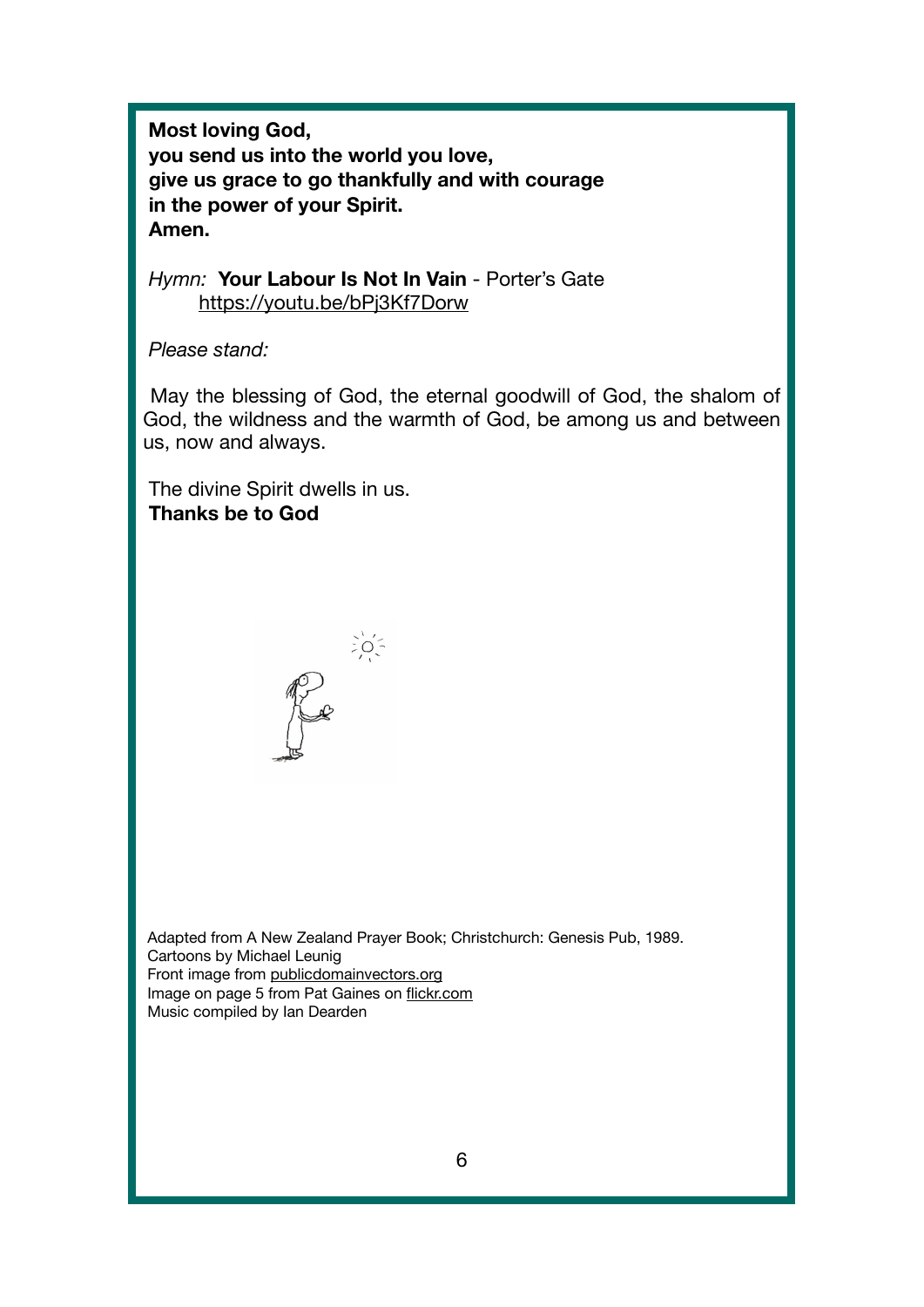**Most loving God,**
**you send us into the world you love,**
**give us grace to go thankfully and with courage**
**in the power of your Spirit.**
**Amen.**

*Hymn:* **Your Labour Is Not In Vain** - Porter's Gate
https://youtu.be/bPj3Kf7Dorw

*Please stand:*

May the blessing of God, the eternal goodwill of God, the shalom of God, the wildness and the warmth of God, be among us and between us, now and always.

The divine Spirit dwells in us.
**Thanks be to God**

Adapted from A New Zealand Prayer Book; Christchurch: Genesis Pub, 1989.
Cartoons by Michael Leunig
Front image from publicdomainvectors.org
Image on page 5 from Pat Gaines on flickr.com
Music compiled by Ian Dearden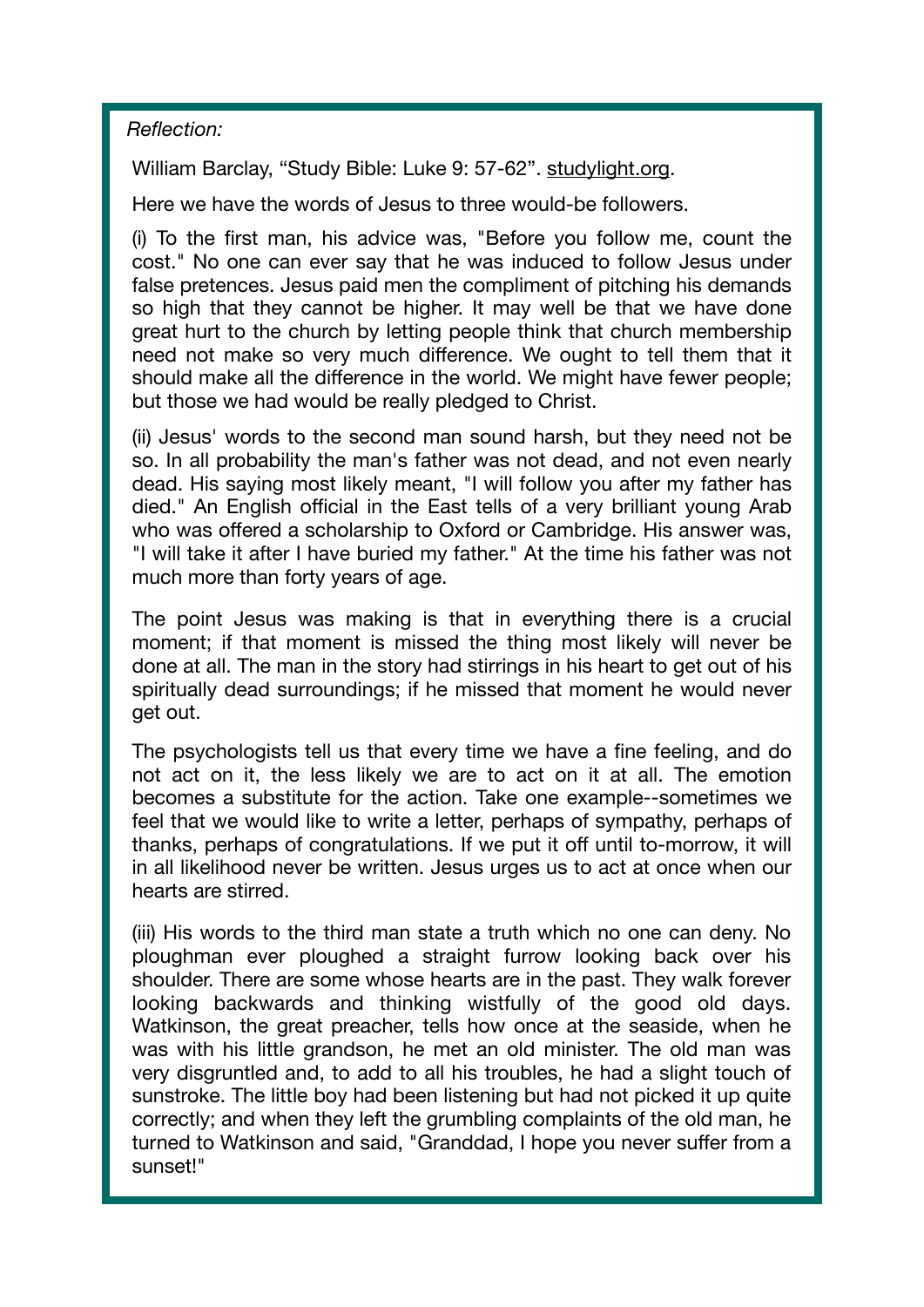*Reflection:*

William Barclay, "Study Bible: Luke 9: 57-62". studylight.org.

Here we have the words of Jesus to three would-be followers.

(i) To the first man, his advice was, "Before you follow me, count the cost." No one can ever say that he was induced to follow Jesus under false pretences. Jesus paid men the compliment of pitching his demands so high that they cannot be higher. It may well be that we have done great hurt to the church by letting people think that church membership need not make so very much difference. We ought to tell them that it should make all the difference in the world. We might have fewer people; but those we had would be really pledged to Christ.

(ii) Jesus' words to the second man sound harsh, but they need not be so. In all probability the man's father was not dead, and not even nearly dead. His saying most likely meant, "I will follow you after my father has died." An English official in the East tells of a very brilliant young Arab who was offered a scholarship to Oxford or Cambridge. His answer was, "I will take it after I have buried my father." At the time his father was not much more than forty years of age.

The point Jesus was making is that in everything there is a crucial moment; if that moment is missed the thing most likely will never be done at all. The man in the story had stirrings in his heart to get out of his spiritually dead surroundings; if he missed that moment he would never get out.

The psychologists tell us that every time we have a fine feeling, and do not act on it, the less likely we are to act on it at all. The emotion becomes a substitute for the action. Take one example--sometimes we feel that we would like to write a letter, perhaps of sympathy, perhaps of thanks, perhaps of congratulations. If we put it off until to-morrow, it will in all likelihood never be written. Jesus urges us to act at once when our hearts are stirred.

(iii) His words to the third man state a truth which no one can deny. No ploughman ever ploughed a straight furrow looking back over his shoulder. There are some whose hearts are in the past. They walk forever looking backwards and thinking wistfully of the good old days. Watkinson, the great preacher, tells how once at the seaside, when he was with his little grandson, he met an old minister. The old man was very disgruntled and, to add to all his troubles, he had a slight touch of sunstroke. The little boy had been listening but had not picked it up quite correctly; and when they left the grumbling complaints of the old man, he turned to Watkinson and said, "Granddad, I hope you never suffer from a sunset!"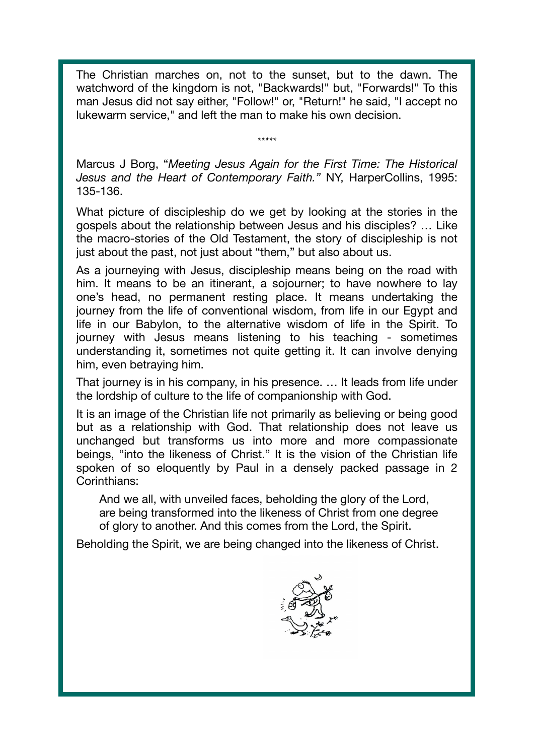The Christian marches on, not to the sunset, but to the dawn. The watchword of the kingdom is not, "Backwards!" but, "Forwards!" To this man Jesus did not say either, "Follow!" or, "Return!" he said, "I accept no lukewarm service," and left the man to make his own decision.

\*\*\*\*\*

Marcus J Borg, "*Meeting Jesus Again for the First Time: The Historical Jesus and the Heart of Contemporary Faith.*" NY, HarperCollins, 1995: 135-136.

What picture of discipleship do we get by looking at the stories in the gospels about the relationship between Jesus and his disciples? … Like the macro-stories of the Old Testament, the story of discipleship is not just about the past, not just about "them," but also about us.

As a journeying with Jesus, discipleship means being on the road with him. It means to be an itinerant, a sojourner; to have nowhere to lay one's head, no permanent resting place. It means undertaking the journey from the life of conventional wisdom, from life in our Egypt and life in our Babylon, to the alternative wisdom of life in the Spirit. To journey with Jesus means listening to his teaching - sometimes understanding it, sometimes not quite getting it. It can involve denying him, even betraying him.

That journey is in his company, in his presence. … It leads from life under the lordship of culture to the life of companionship with God.

It is an image of the Christian life not primarily as believing or being good but as a relationship with God. That relationship does not leave us unchanged but transforms us into more and more compassionate beings, "into the likeness of Christ." It is the vision of the Christian life spoken of so eloquently by Paul in a densely packed passage in 2 Corinthians:

> And we all, with unveiled faces, beholding the glory of the Lord, are being transformed into the likeness of Christ from one degree of glory to another. And this comes from the Lord, the Spirit.

Beholding the Spirit, we are being changed into the likeness of Christ.